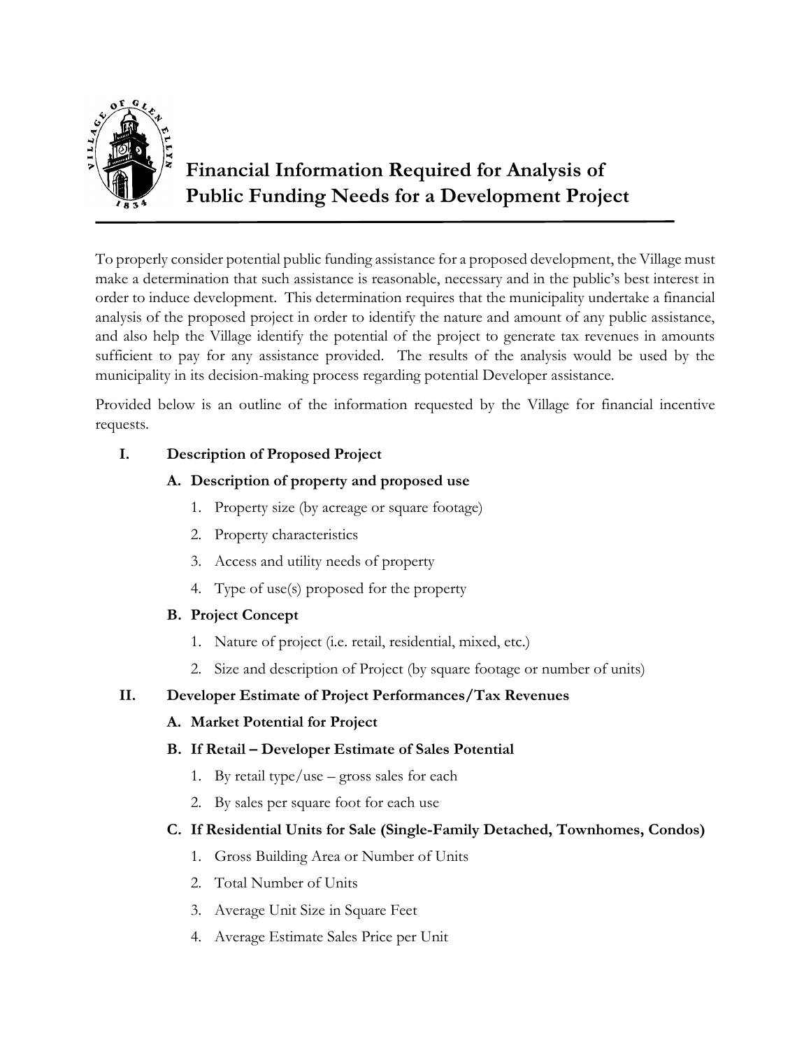# Financial Information Required for Analysis of Public Funding Needs for a Development Project

To properly consider potential public funding assistance for a proposed development, the Village must make a determination that such assistance is reasonable, necessary and in the public's best interest in order to induce development. This determination requires that the municipality undertake a financial analysis of the proposed project in order to identify the nature and amount of any public assistance, and also help the Village identify the potential of the project to generate tax revenues in amounts sufficient to pay for any assistance provided. The results of the analysis would be used by the municipality in its decision-making process regarding potential Developer assistance.

Provided below is an outline of the information requested by the Village for financial incentive requests.

## I. Description of Proposed Project

### A. Description of property and proposed use

1. Property size (by acreage or square footage)
2. Property characteristics
3. Access and utility needs of property
4. Type of use(s) proposed for the property

### B. Project Concept

1. Nature of project (i.e. retail, residential, mixed, etc.)
2. Size and description of Project (by square footage or number of units)

## II. Developer Estimate of Project Performances/Tax Revenues

### A. Market Potential for Project

### B. If Retail – Developer Estimate of Sales Potential

1. By retail type/use – gross sales for each
2. By sales per square foot for each use

### C. If Residential Units for Sale (Single-Family Detached, Townhomes, Condos)

1. Gross Building Area or Number of Units
2. Total Number of Units
3. Average Unit Size in Square Feet
4. Average Estimate Sales Price per Unit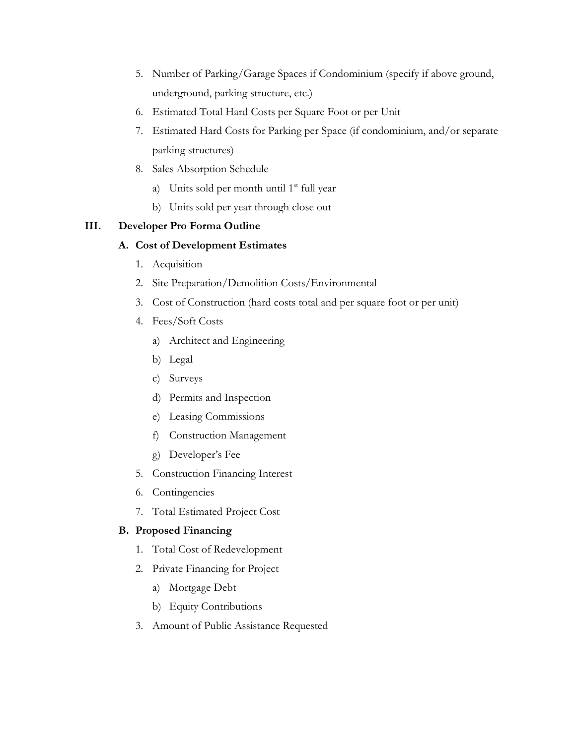5. Number of Parking/Garage Spaces if Condominium (specify if above ground, underground, parking structure, etc.)
6. Estimated Total Hard Costs per Square Foot or per Unit
7. Estimated Hard Costs for Parking per Space (if condominium, and/or separate parking structures)
8. Sales Absorption Schedule
    a) Units sold per month until 1st full year
    b) Units sold per year through close out

## III. Developer Pro Forma Outline

### A. Cost of Development Estimates

1. Acquisition
2. Site Preparation/Demolition Costs/Environmental
3. Cost of Construction (hard costs total and per square foot or per unit)
4. Fees/Soft Costs
    a) Architect and Engineering
    b) Legal
    c) Surveys
    d) Permits and Inspection
    e) Leasing Commissions
    f) Construction Management
    g) Developer's Fee
5. Construction Financing Interest
6. Contingencies
7. Total Estimated Project Cost

### B. Proposed Financing

1. Total Cost of Redevelopment
2. Private Financing for Project
    a) Mortgage Debt
    b) Equity Contributions
3. Amount of Public Assistance Requested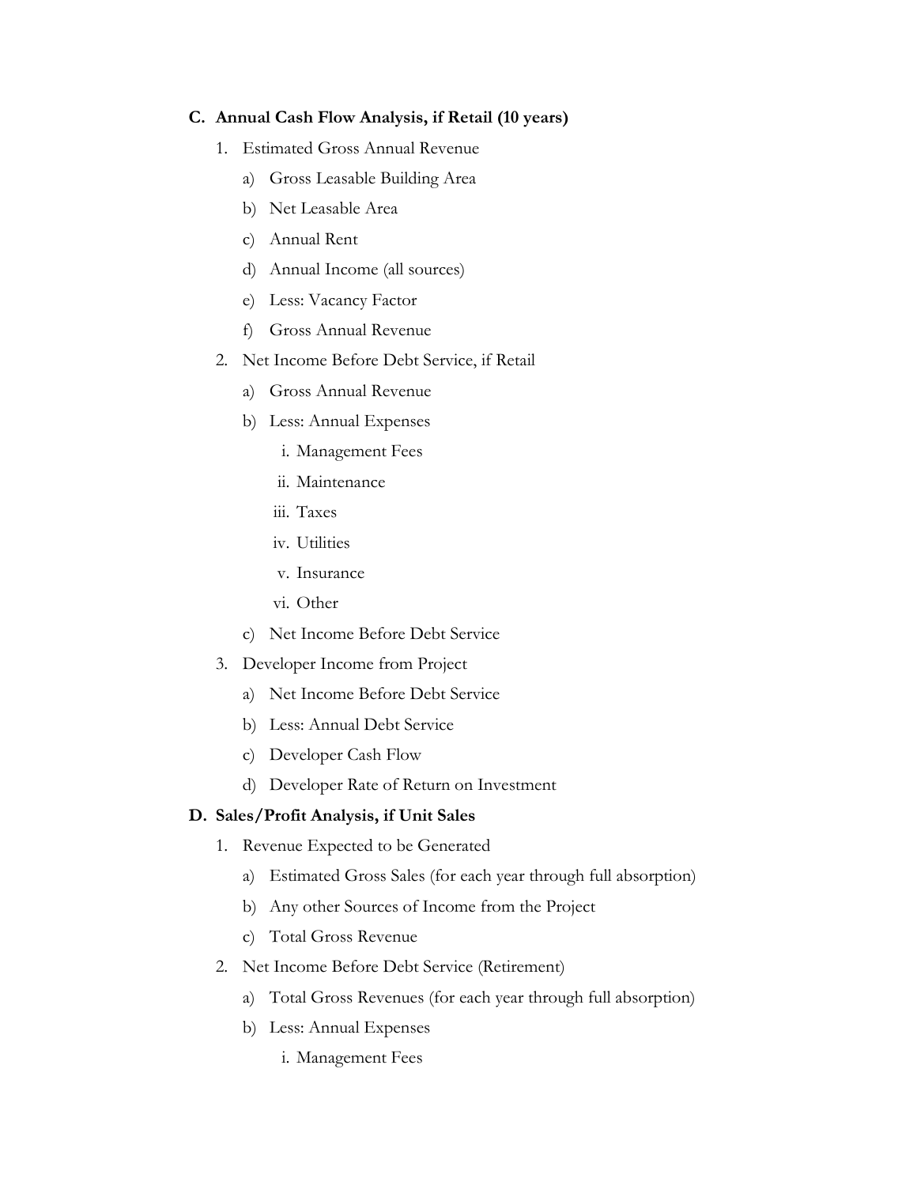**C. Annual Cash Flow Analysis, if Retail (10 years)**

1. Estimated Gross Annual Revenue
   a) Gross Leasable Building Area
   b) Net Leasable Area
   c) Annual Rent
   d) Annual Income (all sources)
   e) Less: Vacancy Factor
   f) Gross Annual Revenue
2. Net Income Before Debt Service, if Retail
   a) Gross Annual Revenue
   b) Less: Annual Expenses
      i. Management Fees
      ii. Maintenance
      iii. Taxes
      iv. Utilities
      v. Insurance
      vi. Other
   c) Net Income Before Debt Service
3. Developer Income from Project
   a) Net Income Before Debt Service
   b) Less: Annual Debt Service
   c) Developer Cash Flow
   d) Developer Rate of Return on Investment

**D. Sales/Profit Analysis, if Unit Sales**

1. Revenue Expected to be Generated
   a) Estimated Gross Sales (for each year through full absorption)
   b) Any other Sources of Income from the Project
   c) Total Gross Revenue
2. Net Income Before Debt Service (Retirement)
   a) Total Gross Revenues (for each year through full absorption)
   b) Less: Annual Expenses
      i. Management Fees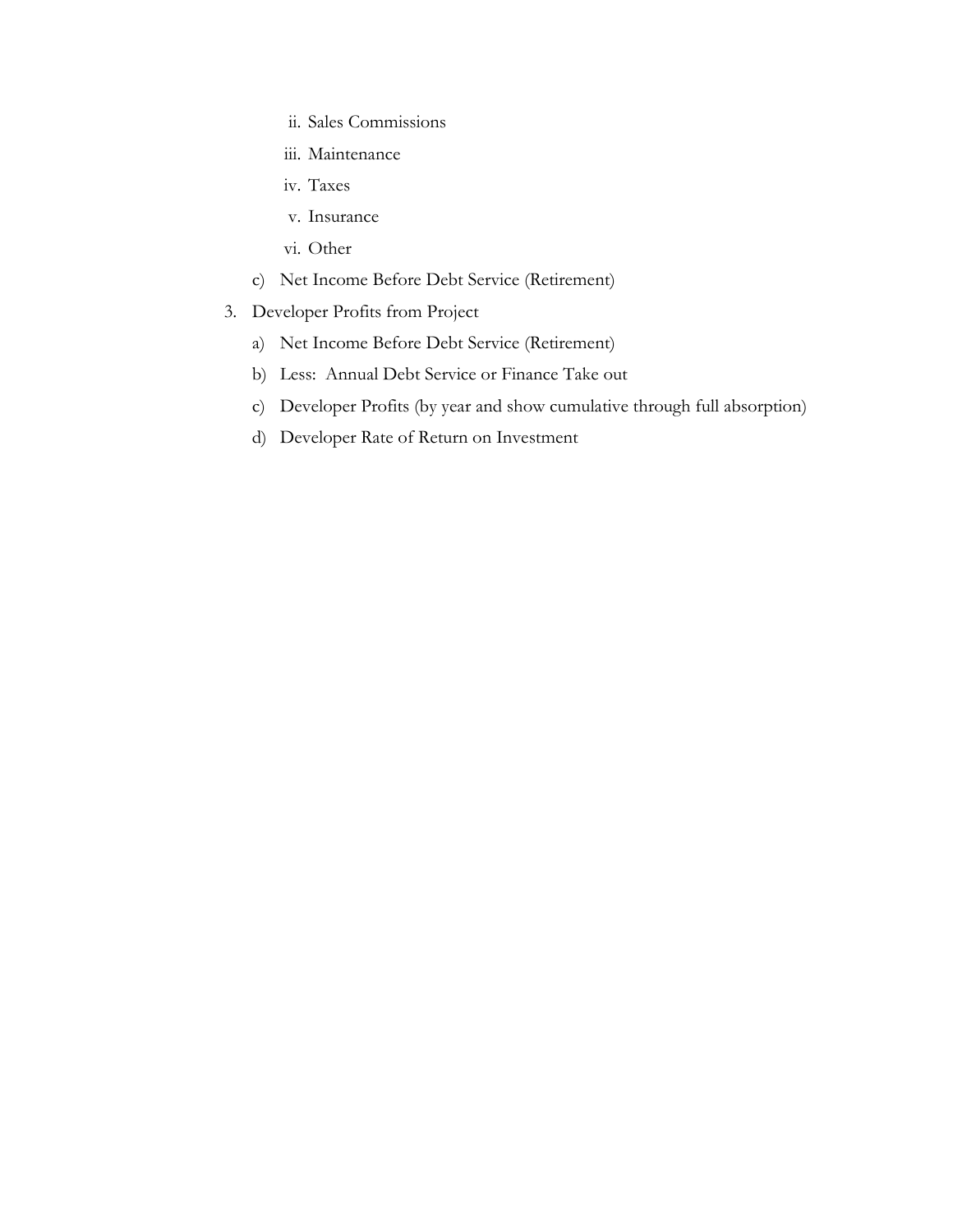ii. Sales Commissions

   iii. Maintenance

   iv. Taxes

   v. Insurance

   vi. Other

   c) Net Income Before Debt Service (Retirement)

3. Developer Profits from Project

   a) Net Income Before Debt Service (Retirement)

   b) Less: Annual Debt Service or Finance Take out

   c) Developer Profits (by year and show cumulative through full absorption)

   d) Developer Rate of Return on Investment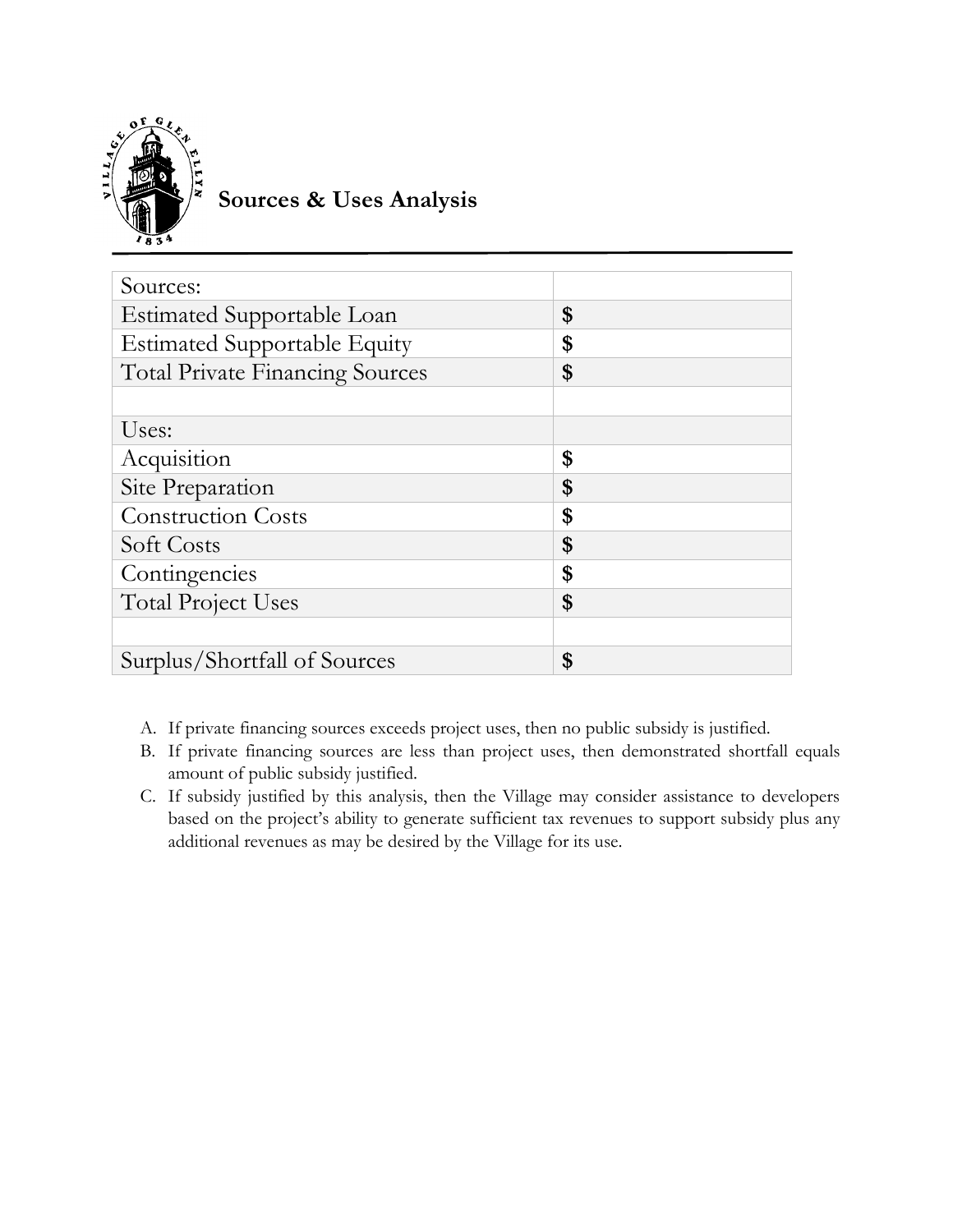## Sources & Uses Analysis

| | |
|---|---|
| Sources: | |
| Estimated Supportable Loan | $ |
| Estimated Supportable Equity | $ |
| Total Private Financing Sources | $ |
| | |
| Uses: | |
| Acquisition | $ |
| Site Preparation | $ |
| Construction Costs | $ |
| Soft Costs | $ |
| Contingencies | $ |
| Total Project Uses | $ |
| | |
| Surplus/Shortfall of Sources | $ |

A. If private financing sources exceeds project uses, then no public subsidy is justified.
B. If private financing sources are less than project uses, then demonstrated shortfall equals amount of public subsidy justified.
C. If subsidy justified by this analysis, then the Village may consider assistance to developers based on the project's ability to generate sufficient tax revenues to support subsidy plus any additional revenues as may be desired by the Village for its use.